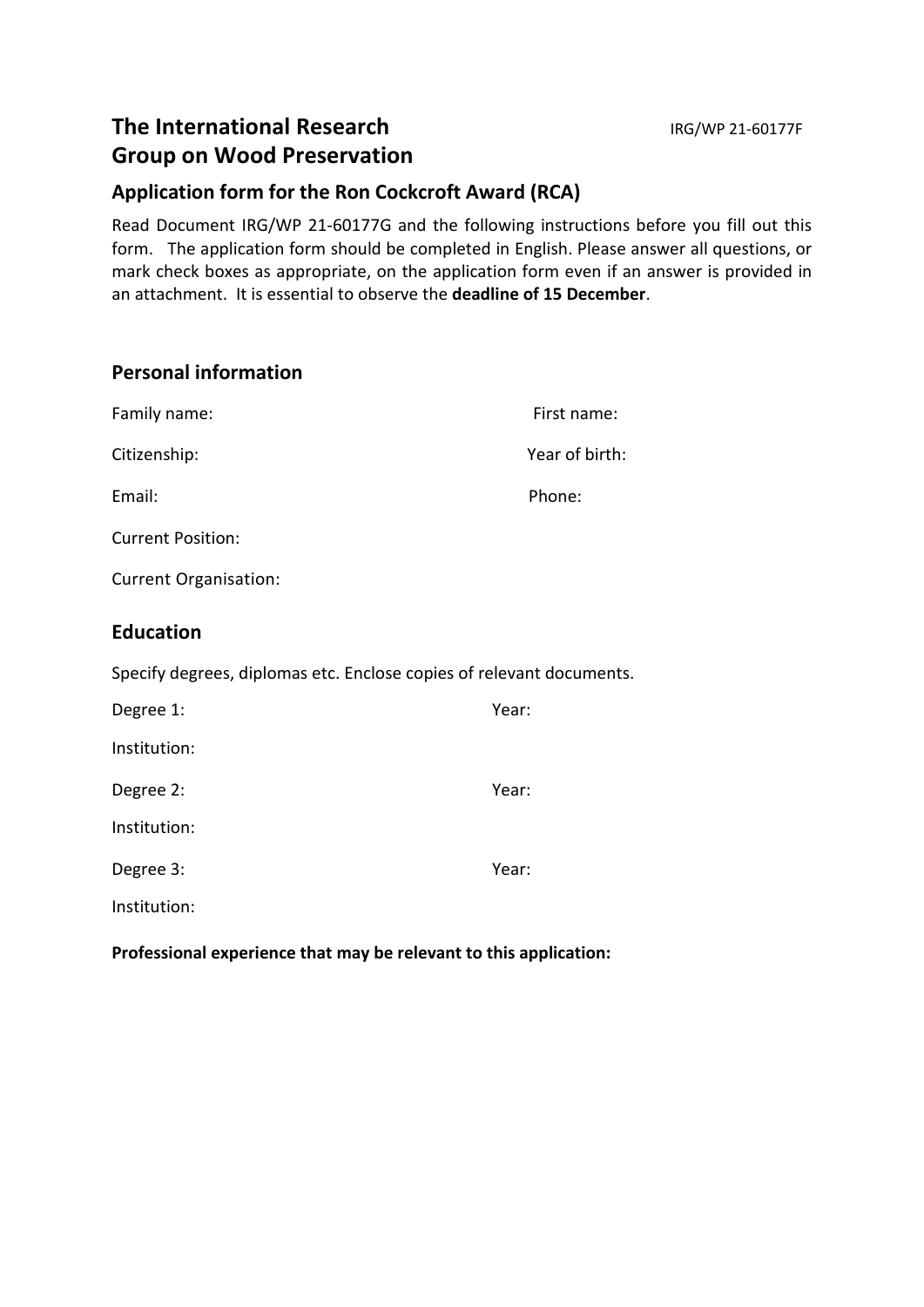# The International Research Group on Wood Preservation

IRG/WP 21-60177F

## Application form for the Ron Cockcroft Award (RCA)

Read Document IRG/WP 21-60177G and the following instructions before you fill out this form. The application form should be completed in English. Please answer all questions, or mark check boxes as appropriate, on the application form even if an answer is provided in an attachment. It is essential to observe the **deadline of 15 December**.

## Personal information

Family name: First name:

Citizenship: Year of birth:

Email: Phone:

Current Position:

Current Organisation:

## Education

Specify degrees, diplomas etc. Enclose copies of relevant documents.

Degree 1: Year:

Institution:

Degree 2: Year:

Institution:

Degree 3: Year:

Institution:

**Professional experience that may be relevant to this application:**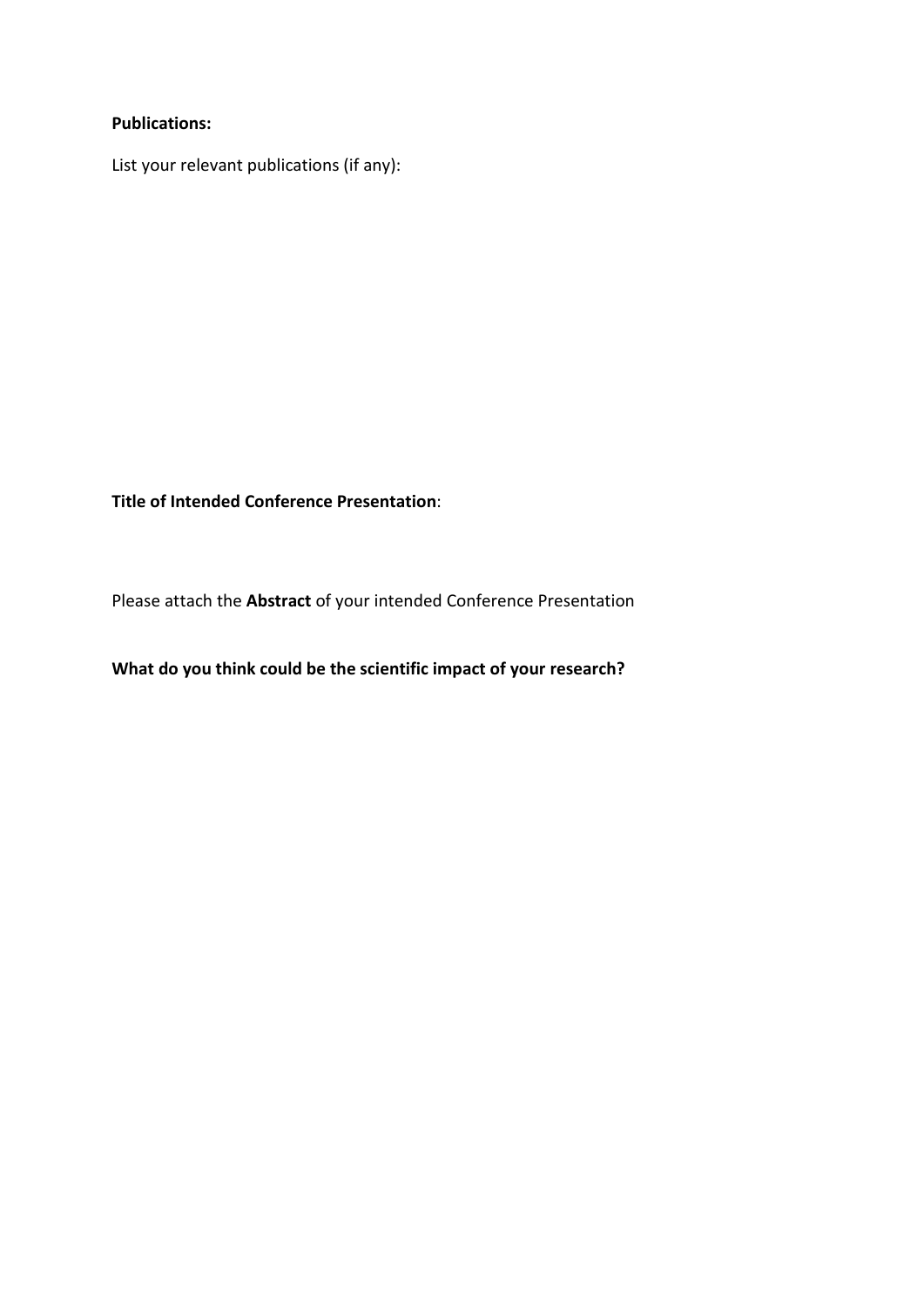**Publications:**

List your relevant publications (if any):

**Title of Intended Conference Presentation**:

Please attach the **Abstract** of your intended Conference Presentation

**What do you think could be the scientific impact of your research?**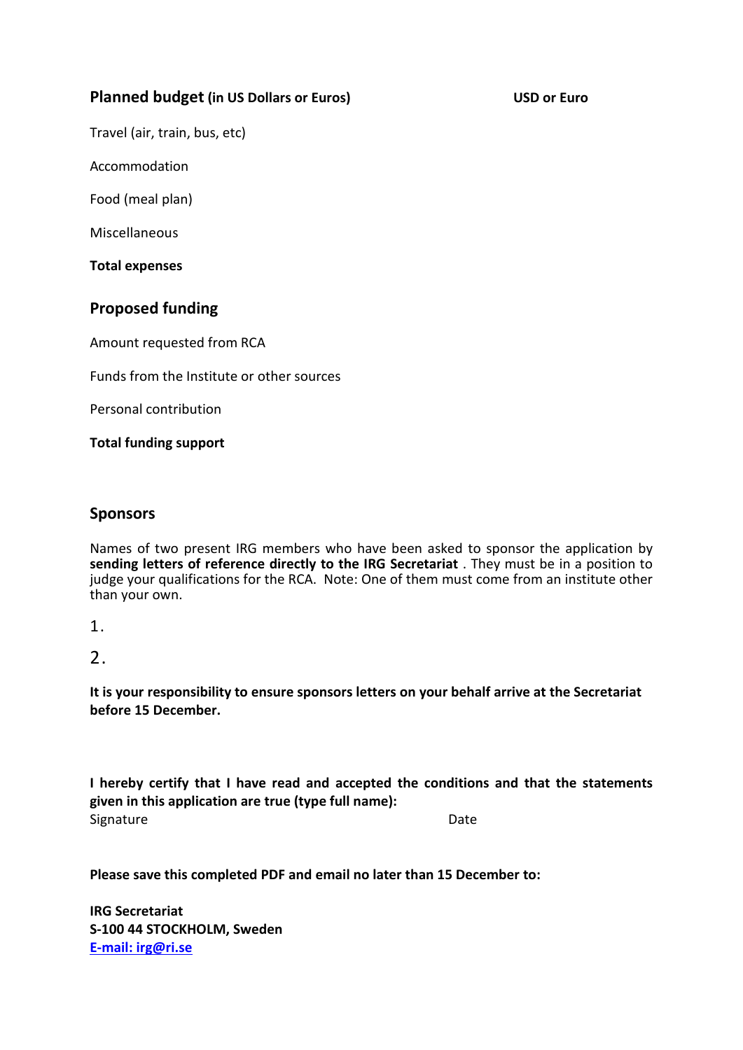## Planned budget (in US Dollars or Euros)

| | USD or Euro |
|---|---|
| Travel (air, train, bus, etc) | |
| Accommodation | |
| Food (meal plan) | |
| Miscellaneous | |
| **Total expenses** | |

## Proposed funding

Amount requested from RCA

Funds from the Institute or other sources

Personal contribution

**Total funding support**

## Sponsors

Names of two present IRG members who have been asked to sponsor the application by **sending letters of reference directly to the IRG Secretariat** . They must be in a position to judge your qualifications for the RCA. Note: One of them must come from an institute other than your own.

1.

2.

**It is your responsibility to ensure sponsors letters on your behalf arrive at the Secretariat before 15 December.**

**I hereby certify that I have read and accepted the conditions and that the statements given in this application are true (type full name):**

Signature

Date

**Please save this completed PDF and email no later than 15 December to:**

**IRG Secretariat**
**S-100 44 STOCKHOLM, Sweden**
**E-mail: irg@ri.se**